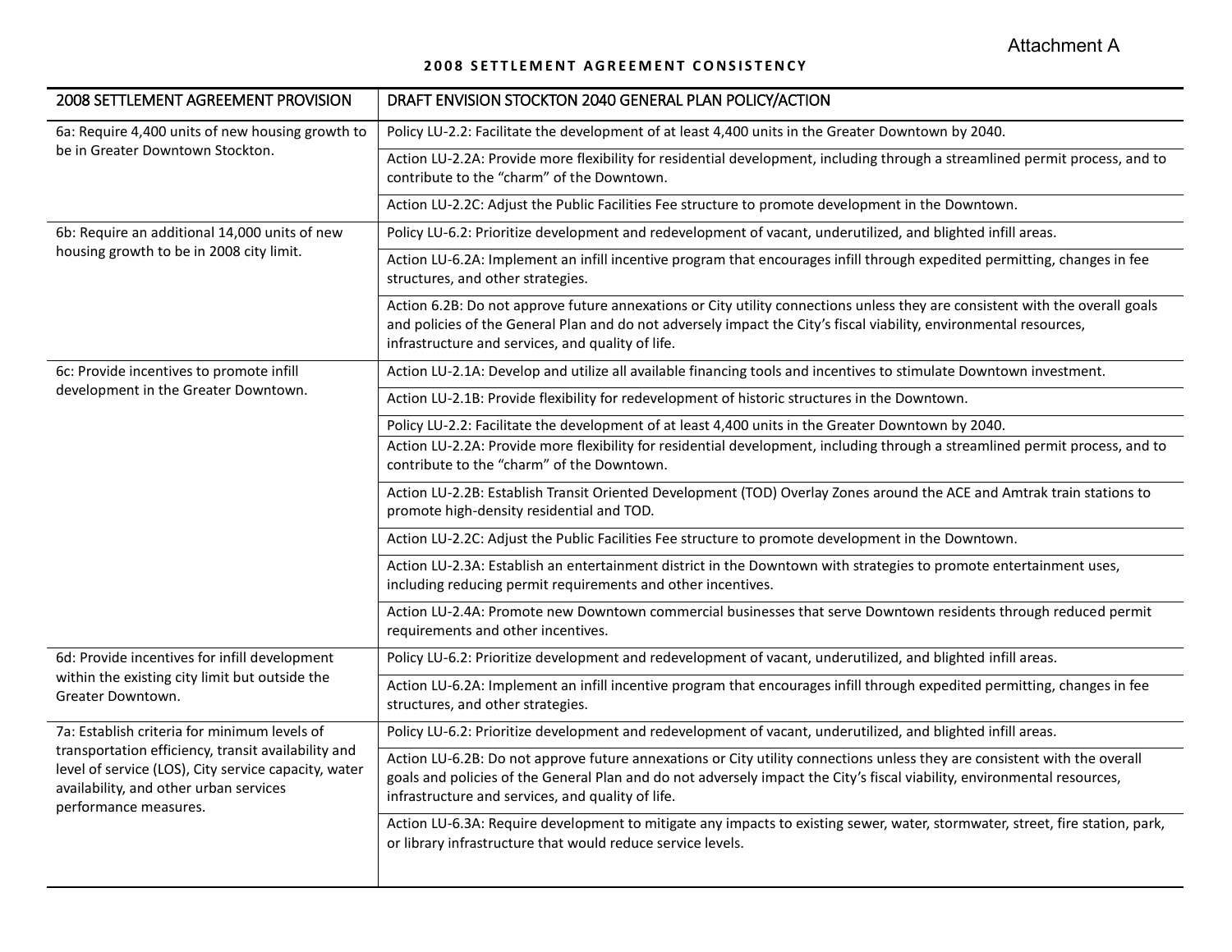Attachment A

**2008 SETTLEMENT AGREEMENT CONSISTENCY**

| 2008 SETTLEMENT AGREEMENT PROVISION | DRAFT ENVISION STOCKTON 2040 GENERAL PLAN POLICY/ACTION |
|---|---|
| 6a: Require 4,400 units of new housing growth to be in Greater Downtown Stockton. | Policy LU-2.2: Facilitate the development of at least 4,400 units in the Greater Downtown by 2040. |
| | Action LU-2.2A: Provide more flexibility for residential development, including through a streamlined permit process, and to contribute to the "charm" of the Downtown. |
| | Action LU-2.2C: Adjust the Public Facilities Fee structure to promote development in the Downtown. |
| 6b: Require an additional 14,000 units of new housing growth to be in 2008 city limit. | Policy LU-6.2: Prioritize development and redevelopment of vacant, underutilized, and blighted infill areas. |
| | Action LU-6.2A: Implement an infill incentive program that encourages infill through expedited permitting, changes in fee structures, and other strategies. |
| | Action 6.2B: Do not approve future annexations or City utility connections unless they are consistent with the overall goals and policies of the General Plan and do not adversely impact the City's fiscal viability, environmental resources, infrastructure and services, and quality of life. |
| 6c: Provide incentives to promote infill development in the Greater Downtown. | Action LU-2.1A: Develop and utilize all available financing tools and incentives to stimulate Downtown investment. |
| | Action LU-2.1B: Provide flexibility for redevelopment of historic structures in the Downtown. |
| | Policy LU-2.2: Facilitate the development of at least 4,400 units in the Greater Downtown by 2040. |
| | Action LU-2.2A: Provide more flexibility for residential development, including through a streamlined permit process, and to contribute to the "charm" of the Downtown. |
| | Action LU-2.2B: Establish Transit Oriented Development (TOD) Overlay Zones around the ACE and Amtrak train stations to promote high-density residential and TOD. |
| | Action LU-2.2C: Adjust the Public Facilities Fee structure to promote development in the Downtown. |
| | Action LU-2.3A: Establish an entertainment district in the Downtown with strategies to promote entertainment uses, including reducing permit requirements and other incentives. |
| | Action LU-2.4A: Promote new Downtown commercial businesses that serve Downtown residents through reduced permit requirements and other incentives. |
| 6d: Provide incentives for infill development within the existing city limit but outside the Greater Downtown. | Policy LU-6.2: Prioritize development and redevelopment of vacant, underutilized, and blighted infill areas. |
| | Action LU-6.2A: Implement an infill incentive program that encourages infill through expedited permitting, changes in fee structures, and other strategies. |
| 7a: Establish criteria for minimum levels of transportation efficiency, transit availability and level of service (LOS), City service capacity, water availability, and other urban services performance measures. | Policy LU-6.2: Prioritize development and redevelopment of vacant, underutilized, and blighted infill areas. |
| | Action LU-6.2B: Do not approve future annexations or City utility connections unless they are consistent with the overall goals and policies of the General Plan and do not adversely impact the City's fiscal viability, environmental resources, infrastructure and services, and quality of life. |
| | Action LU-6.3A: Require development to mitigate any impacts to existing sewer, water, stormwater, street, fire station, park, or library infrastructure that would reduce service levels. |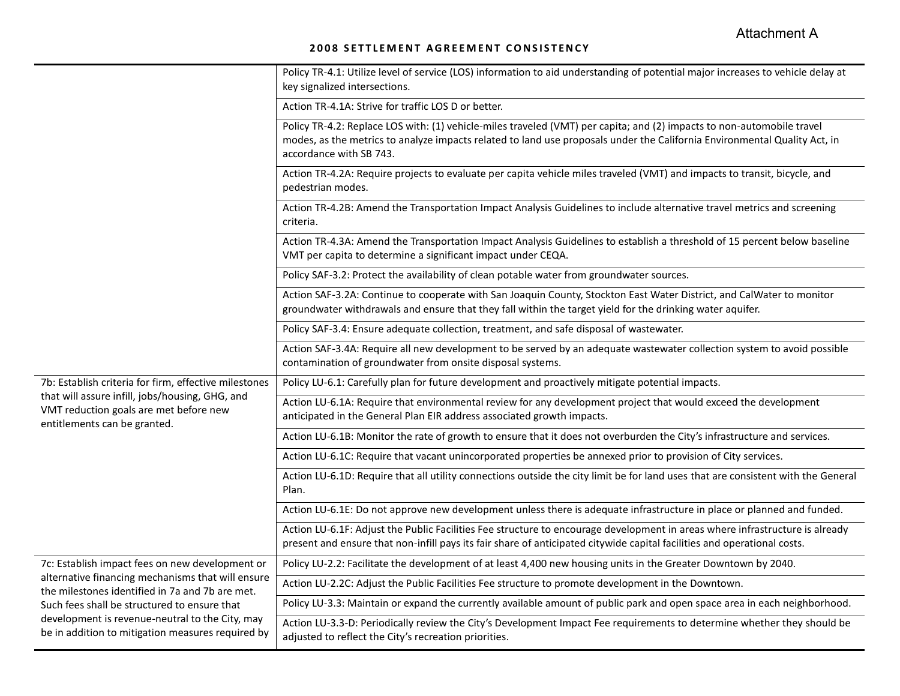Attachment A

**2008 SETTLEMENT AGREEMENT CONSISTENCY**

| | |
|---|---|
| | Policy TR-4.1: Utilize level of service (LOS) information to aid understanding of potential major increases to vehicle delay at key signalized intersections. |
| | Action TR-4.1A: Strive for traffic LOS D or better. |
| | Policy TR-4.2: Replace LOS with: (1) vehicle-miles traveled (VMT) per capita; and (2) impacts to non-automobile travel modes, as the metrics to analyze impacts related to land use proposals under the California Environmental Quality Act, in accordance with SB 743. |
| | Action TR-4.2A: Require projects to evaluate per capita vehicle miles traveled (VMT) and impacts to transit, bicycle, and pedestrian modes. |
| | Action TR-4.2B: Amend the Transportation Impact Analysis Guidelines to include alternative travel metrics and screening criteria. |
| | Action TR-4.3A: Amend the Transportation Impact Analysis Guidelines to establish a threshold of 15 percent below baseline VMT per capita to determine a significant impact under CEQA. |
| | Policy SAF-3.2: Protect the availability of clean potable water from groundwater sources. |
| | Action SAF-3.2A: Continue to cooperate with San Joaquin County, Stockton East Water District, and CalWater to monitor groundwater withdrawals and ensure that they fall within the target yield for the drinking water aquifer. |
| | Policy SAF-3.4: Ensure adequate collection, treatment, and safe disposal of wastewater. |
| | Action SAF-3.4A: Require all new development to be served by an adequate wastewater collection system to avoid possible contamination of groundwater from onsite disposal systems. |
| 7b: Establish criteria for firm, effective milestones that will assure infill, jobs/housing, GHG, and VMT reduction goals are met before new entitlements can be granted. | Policy LU-6.1: Carefully plan for future development and proactively mitigate potential impacts. |
| | Action LU-6.1A: Require that environmental review for any development project that would exceed the development anticipated in the General Plan EIR address associated growth impacts. |
| | Action LU-6.1B: Monitor the rate of growth to ensure that it does not overburden the City's infrastructure and services. |
| | Action LU-6.1C: Require that vacant unincorporated properties be annexed prior to provision of City services. |
| | Action LU-6.1D: Require that all utility connections outside the city limit be for land uses that are consistent with the General Plan. |
| | Action LU-6.1E: Do not approve new development unless there is adequate infrastructure in place or planned and funded. |
| | Action LU-6.1F: Adjust the Public Facilities Fee structure to encourage development in areas where infrastructure is already present and ensure that non-infill pays its fair share of anticipated citywide capital facilities and operational costs. |
| 7c: Establish impact fees on new development or alternative financing mechanisms that will ensure the milestones identified in 7a and 7b are met. Such fees shall be structured to ensure that development is revenue-neutral to the City, may be in addition to mitigation measures required by | Policy LU-2.2: Facilitate the development of at least 4,400 new housing units in the Greater Downtown by 2040. |
| | Action LU-2.2C: Adjust the Public Facilities Fee structure to promote development in the Downtown. |
| | Policy LU-3.3: Maintain or expand the currently available amount of public park and open space area in each neighborhood. |
| | Action LU-3.3-D: Periodically review the City's Development Impact Fee requirements to determine whether they should be adjusted to reflect the City's recreation priorities. |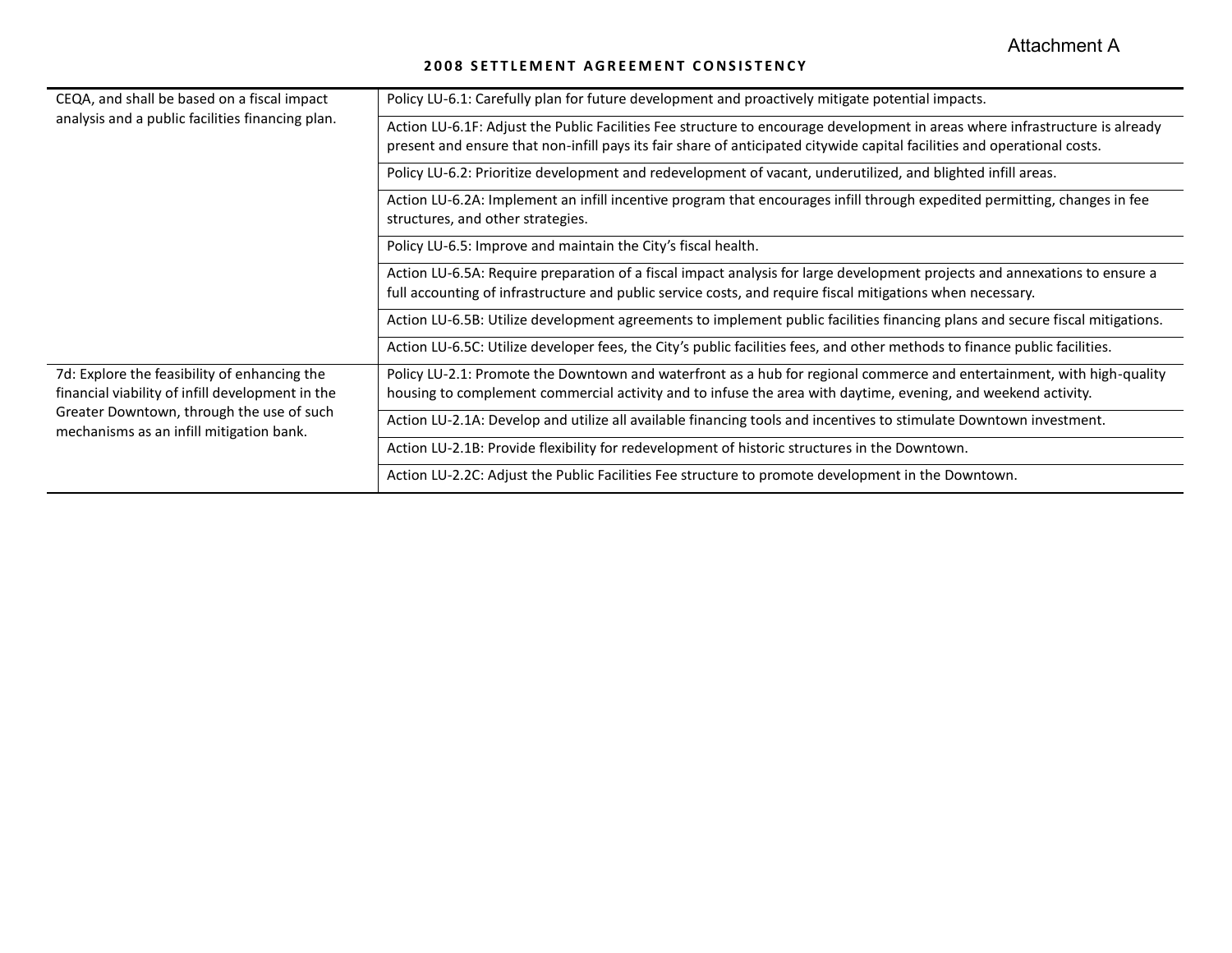Attachment A

**2008 SETTLEMENT AGREEMENT CONSISTENCY**

| | |
|---|---|
| CEQA, and shall be based on a fiscal impact analysis and a public facilities financing plan. | Policy LU-6.1: Carefully plan for future development and proactively mitigate potential impacts. |
| | Action LU-6.1F: Adjust the Public Facilities Fee structure to encourage development in areas where infrastructure is already present and ensure that non-infill pays its fair share of anticipated citywide capital facilities and operational costs. |
| | Policy LU-6.2: Prioritize development and redevelopment of vacant, underutilized, and blighted infill areas. |
| | Action LU-6.2A: Implement an infill incentive program that encourages infill through expedited permitting, changes in fee structures, and other strategies. |
| | Policy LU-6.5: Improve and maintain the City's fiscal health. |
| | Action LU-6.5A: Require preparation of a fiscal impact analysis for large development projects and annexations to ensure a full accounting of infrastructure and public service costs, and require fiscal mitigations when necessary. |
| | Action LU-6.5B: Utilize development agreements to implement public facilities financing plans and secure fiscal mitigations. |
| | Action LU-6.5C: Utilize developer fees, the City's public facilities fees, and other methods to finance public facilities. |
| 7d: Explore the feasibility of enhancing the financial viability of infill development in the Greater Downtown, through the use of such mechanisms as an infill mitigation bank. | Policy LU-2.1: Promote the Downtown and waterfront as a hub for regional commerce and entertainment, with high-quality housing to complement commercial activity and to infuse the area with daytime, evening, and weekend activity. |
| | Action LU-2.1A: Develop and utilize all available financing tools and incentives to stimulate Downtown investment. |
| | Action LU-2.1B: Provide flexibility for redevelopment of historic structures in the Downtown. |
| | Action LU-2.2C: Adjust the Public Facilities Fee structure to promote development in the Downtown. |